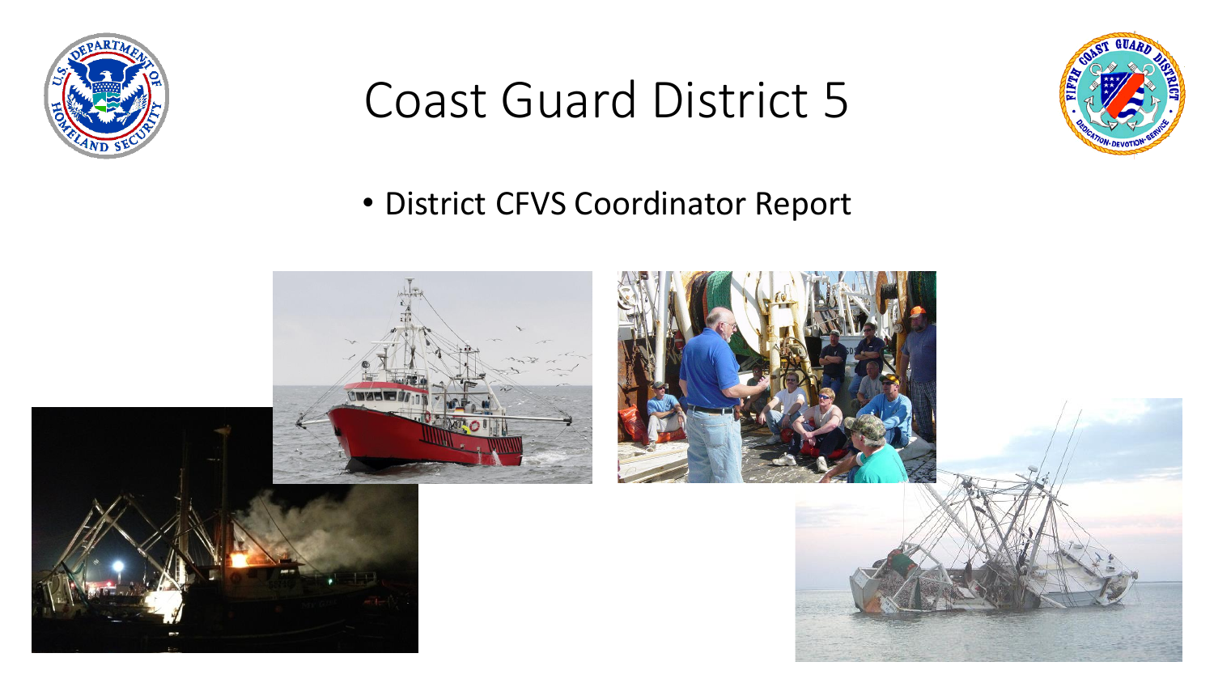# Coast Guard District 5

- District CFVS Coordinator Report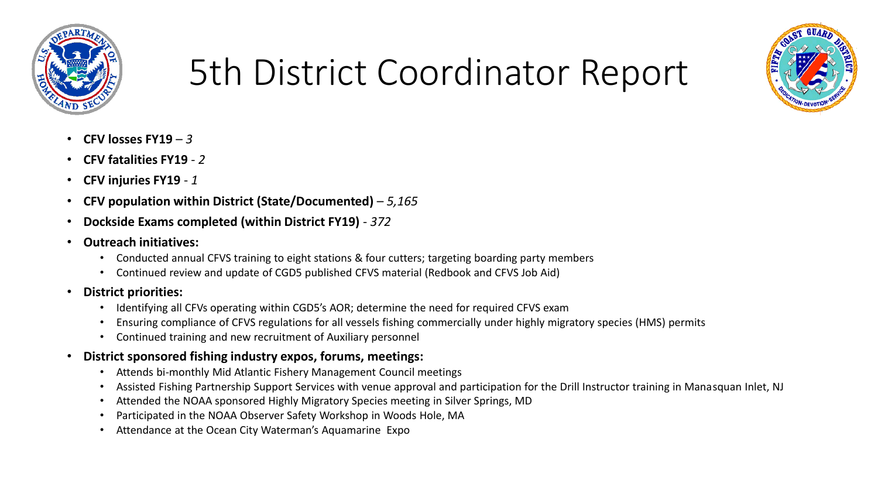# 5th District Coordinator Report

- **CFV losses FY19** – *3*
- **CFV fatalities FY19** - *2*
- **CFV injuries FY19** - *1*
- **CFV population within District (State/Documented)** – *5,165*
- **Dockside Exams completed (within District FY19)** - *372*
- **Outreach initiatives:**
  - Conducted annual CFVS training to eight stations & four cutters; targeting boarding party members
  - Continued review and update of CGD5 published CFVS material (Redbook and CFVS Job Aid)
- **District priorities:**
  - Identifying all CFVs operating within CGD5's AOR; determine the need for required CFVS exam
  - Ensuring compliance of CFVS regulations for all vessels fishing commercially under highly migratory species (HMS) permits
  - Continued training and new recruitment of Auxiliary personnel
- **District sponsored fishing industry expos, forums, meetings:**
  - Attends bi-monthly Mid Atlantic Fishery Management Council meetings
  - Assisted Fishing Partnership Support Services with venue approval and participation for the Drill Instructor training in Manasquan Inlet, NJ
  - Attended the NOAA sponsored Highly Migratory Species meeting in Silver Springs, MD
  - Participated in the NOAA Observer Safety Workshop in Woods Hole, MA
  - Attendance at the Ocean City Waterman's Aquamarine Expo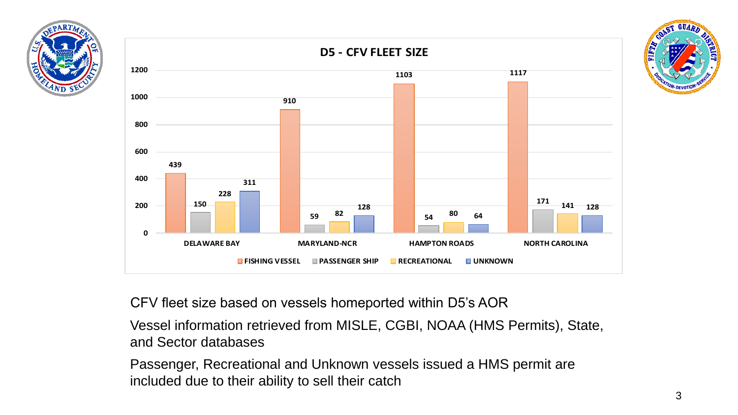## D5 - CFV FLEET SIZE

1200
1000
800
600
400
200
0

DELAWARE BAY: 439, 150, 228, 311
MARYLAND-NCR: 910, 59, 82, 128
HAMPTON ROADS: 1103, 54, 80, 64
NORTH CAROLINA: 1117, 171, 141, 128

FISHING VESSEL
PASSENGER SHIP
RECREATIONAL
UNKNOWN

CFV fleet size based on vessels homeported within D5's AOR

Vessel information retrieved from MISLE, CGBI, NOAA (HMS Permits), State, and Sector databases

Passenger, Recreational and Unknown vessels issued a HMS permit are included due to their ability to sell their catch